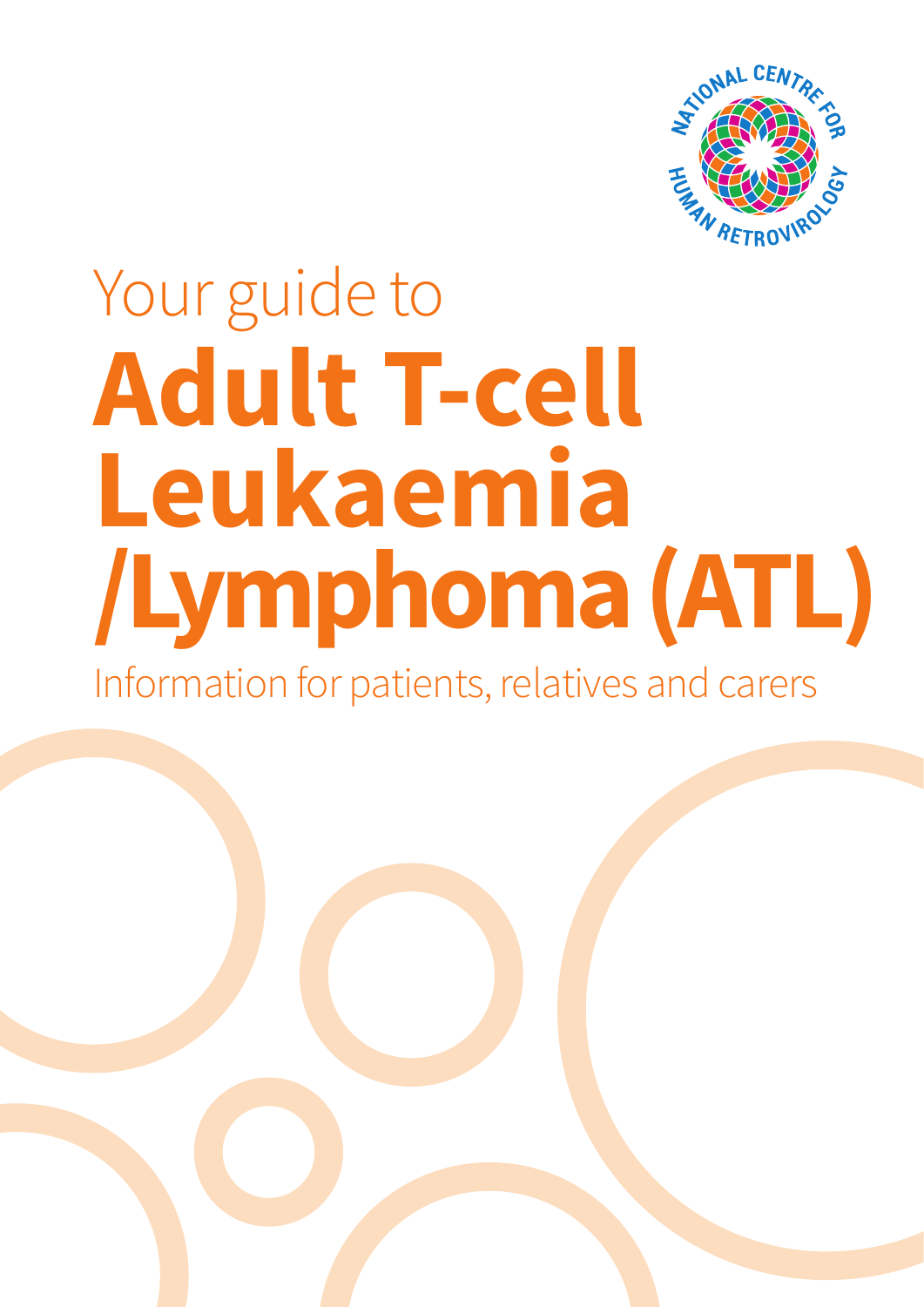NATIONAL CENTRE FOR HUMAN RETROVIROLOGY

Your guide to

# Adult T-cell Leukaemia /Lymphoma (ATL)

Information for patients, relatives and carers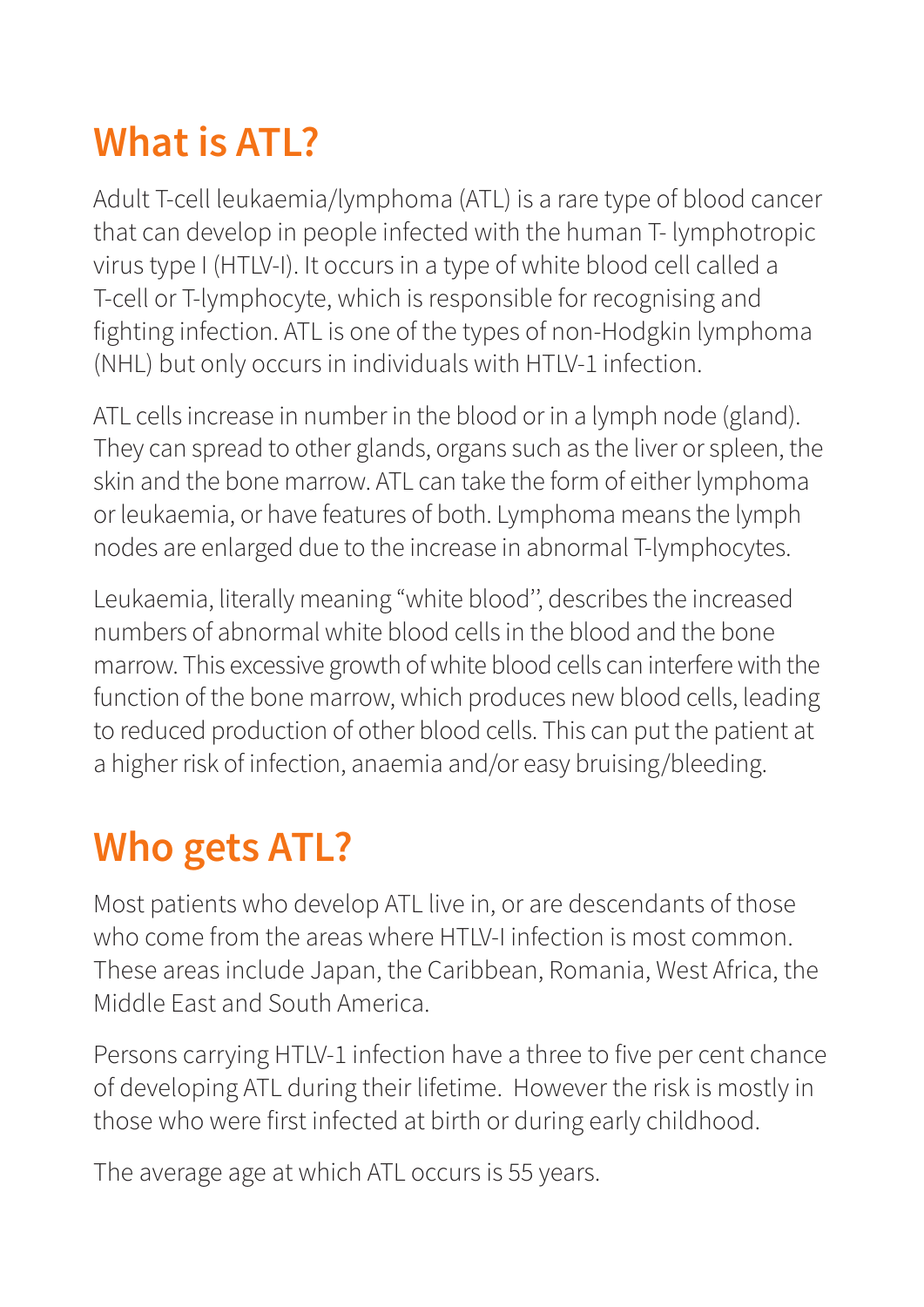## What is ATL?

Adult T-cell leukaemia/lymphoma (ATL) is a rare type of blood cancer that can develop in people infected with the human T- lymphotropic virus type I (HTLV-I). It occurs in a type of white blood cell called a T-cell or T-lymphocyte, which is responsible for recognising and fighting infection. ATL is one of the types of non-Hodgkin lymphoma (NHL) but only occurs in individuals with HTLV-1 infection.

ATL cells increase in number in the blood or in a lymph node (gland). They can spread to other glands, organs such as the liver or spleen, the skin and the bone marrow. ATL can take the form of either lymphoma or leukaemia, or have features of both. Lymphoma means the lymph nodes are enlarged due to the increase in abnormal T-lymphocytes.

Leukaemia, literally meaning "white blood", describes the increased numbers of abnormal white blood cells in the blood and the bone marrow. This excessive growth of white blood cells can interfere with the function of the bone marrow, which produces new blood cells, leading to reduced production of other blood cells. This can put the patient at a higher risk of infection, anaemia and/or easy bruising/bleeding.

## Who gets ATL?

Most patients who develop ATL live in, or are descendants of those who come from the areas where HTLV-I infection is most common. These areas include Japan, the Caribbean, Romania, West Africa, the Middle East and South America.

Persons carrying HTLV-1 infection have a three to five per cent chance of developing ATL during their lifetime. However the risk is mostly in those who were first infected at birth or during early childhood.

The average age at which ATL occurs is 55 years.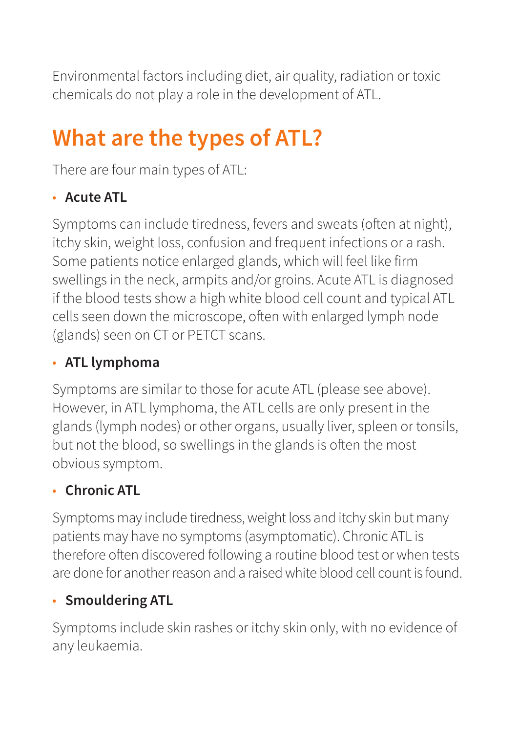Environmental factors including diet, air quality, radiation or toxic chemicals do not play a role in the development of ATL.

## What are the types of ATL?

There are four main types of ATL:

- **Acute ATL**

Symptoms can include tiredness, fevers and sweats (often at night), itchy skin, weight loss, confusion and frequent infections or a rash. Some patients notice enlarged glands, which will feel like firm swellings in the neck, armpits and/or groins. Acute ATL is diagnosed if the blood tests show a high white blood cell count and typical ATL cells seen down the microscope, often with enlarged lymph node (glands) seen on CT or PETCT scans.

- **ATL lymphoma**

Symptoms are similar to those for acute ATL (please see above). However, in ATL lymphoma, the ATL cells are only present in the glands (lymph nodes) or other organs, usually liver, spleen or tonsils, but not the blood, so swellings in the glands is often the most obvious symptom.

- **Chronic ATL**

Symptoms may include tiredness, weight loss and itchy skin but many patients may have no symptoms (asymptomatic). Chronic ATL is therefore often discovered following a routine blood test or when tests are done for another reason and a raised white blood cell count is found.

- **Smouldering ATL**

Symptoms include skin rashes or itchy skin only, with no evidence of any leukaemia.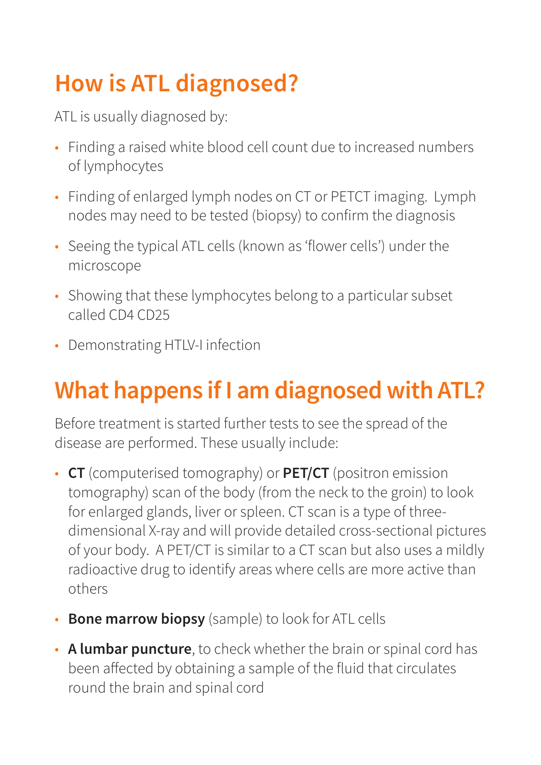## How is ATL diagnosed?

ATL is usually diagnosed by:

- Finding a raised white blood cell count due to increased numbers of lymphocytes
- Finding of enlarged lymph nodes on CT or PETCT imaging. Lymph nodes may need to be tested (biopsy) to confirm the diagnosis
- Seeing the typical ATL cells (known as 'flower cells') under the microscope
- Showing that these lymphocytes belong to a particular subset called CD4 CD25
- Demonstrating HTLV-I infection

## What happens if I am diagnosed with ATL?

Before treatment is started further tests to see the spread of the disease are performed. These usually include:

- **CT** (computerised tomography) or **PET/CT** (positron emission tomography) scan of the body (from the neck to the groin) to look for enlarged glands, liver or spleen. CT scan is a type of three-dimensional X-ray and will provide detailed cross-sectional pictures of your body. A PET/CT is similar to a CT scan but also uses a mildly radioactive drug to identify areas where cells are more active than others
- **Bone marrow biopsy** (sample) to look for ATL cells
- **A lumbar puncture**, to check whether the brain or spinal cord has been affected by obtaining a sample of the fluid that circulates round the brain and spinal cord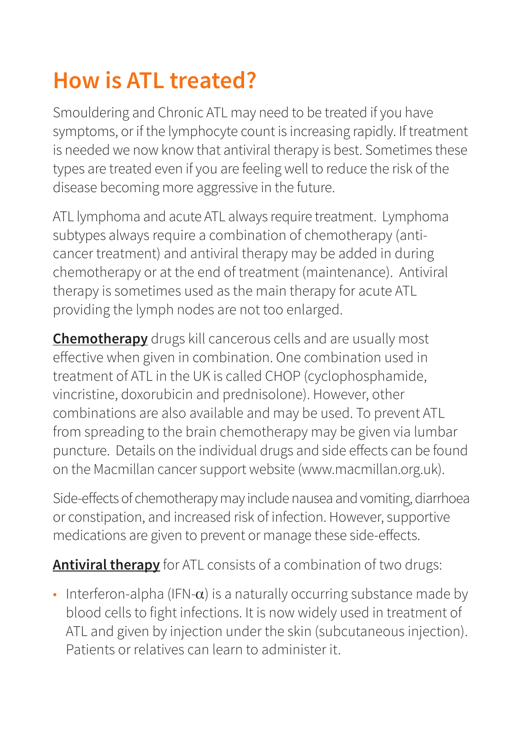# How is ATL treated?

Smouldering and Chronic ATL may need to be treated if you have symptoms, or if the lymphocyte count is increasing rapidly. If treatment is needed we now know that antiviral therapy is best. Sometimes these types are treated even if you are feeling well to reduce the risk of the disease becoming more aggressive in the future.

ATL lymphoma and acute ATL always require treatment.  Lymphoma subtypes always require a combination of chemotherapy (anti-cancer treatment) and antiviral therapy may be added in during chemotherapy or at the end of treatment (maintenance).  Antiviral therapy is sometimes used as the main therapy for acute ATL providing the lymph nodes are not too enlarged.

**Chemotherapy** drugs kill cancerous cells and are usually most effective when given in combination. One combination used in treatment of ATL in the UK is called CHOP (cyclophosphamide, vincristine, doxorubicin and prednisolone). However, other combinations are also available and may be used. To prevent ATL from spreading to the brain chemotherapy may be given via lumbar puncture.  Details on the individual drugs and side effects can be found on the Macmillan cancer support website (www.macmillan.org.uk).

Side-effects of chemotherapy may include nausea and vomiting, diarrhoea or constipation, and increased risk of infection. However, supportive medications are given to prevent or manage these side-effects.

**Antiviral therapy** for ATL consists of a combination of two drugs:

- Interferon-alpha (IFN-α) is a naturally occurring substance made by blood cells to fight infections. It is now widely used in treatment of ATL and given by injection under the skin (subcutaneous injection). Patients or relatives can learn to administer it.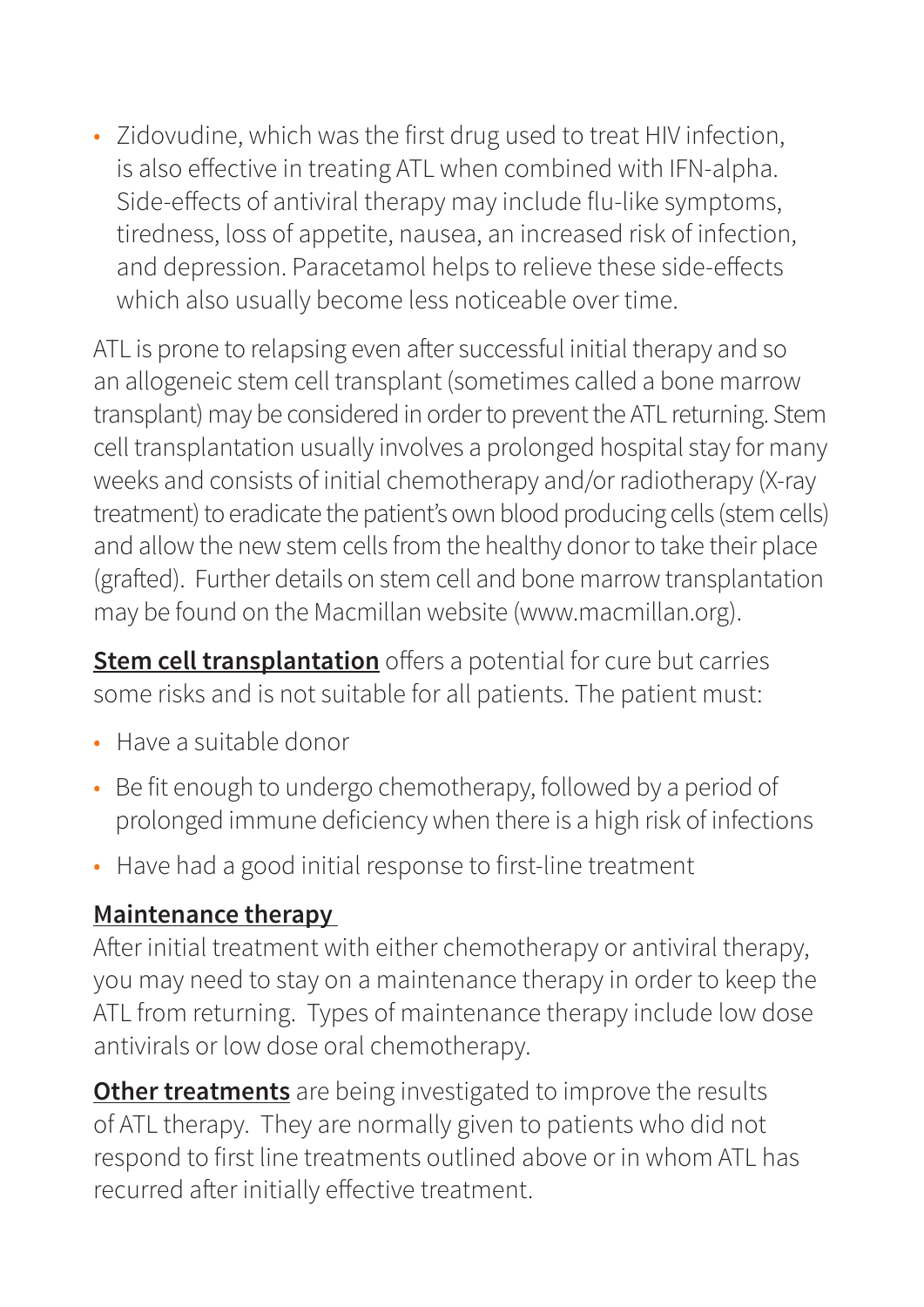- Zidovudine, which was the first drug used to treat HIV infection, is also effective in treating ATL when combined with IFN-alpha. Side-effects of antiviral therapy may include flu-like symptoms, tiredness, loss of appetite, nausea, an increased risk of infection, and depression. Paracetamol helps to relieve these side-effects which also usually become less noticeable over time.

ATL is prone to relapsing even after successful initial therapy and so an allogeneic stem cell transplant (sometimes called a bone marrow transplant) may be considered in order to prevent the ATL returning. Stem cell transplantation usually involves a prolonged hospital stay for many weeks and consists of initial chemotherapy and/or radiotherapy (X-ray treatment) to eradicate the patient's own blood producing cells (stem cells) and allow the new stem cells from the healthy donor to take their place (grafted). Further details on stem cell and bone marrow transplantation may be found on the Macmillan website (www.macmillan.org).

**Stem cell transplantation** offers a potential for cure but carries some risks and is not suitable for all patients. The patient must:

- Have a suitable donor
- Be fit enough to undergo chemotherapy, followed by a period of prolonged immune deficiency when there is a high risk of infections
- Have had a good initial response to first-line treatment

**Maintenance therapy**

After initial treatment with either chemotherapy or antiviral therapy, you may need to stay on a maintenance therapy in order to keep the ATL from returning. Types of maintenance therapy include low dose antivirals or low dose oral chemotherapy.

**Other treatments** are being investigated to improve the results of ATL therapy. They are normally given to patients who did not respond to first line treatments outlined above or in whom ATL has recurred after initially effective treatment.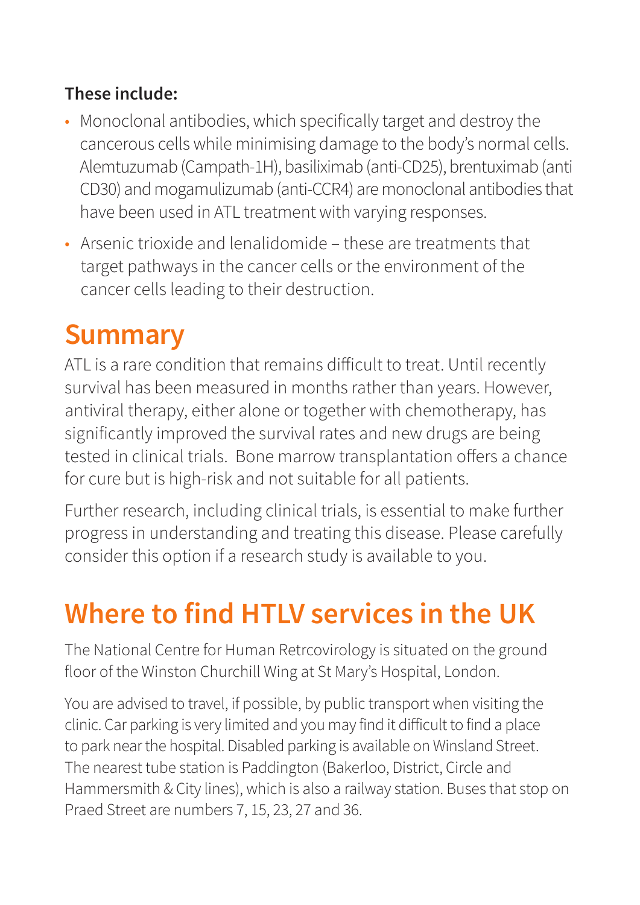**These include:**

- Monoclonal antibodies, which specifically target and destroy the cancerous cells while minimising damage to the body's normal cells. Alemtuzumab (Campath-1H), basiliximab (anti-CD25), brentuximab (anti CD30) and mogamulizumab (anti-CCR4) are monoclonal antibodies that have been used in ATL treatment with varying responses.
- Arsenic trioxide and lenalidomide – these are treatments that target pathways in the cancer cells or the environment of the cancer cells leading to their destruction.

## Summary

ATL is a rare condition that remains difficult to treat. Until recently survival has been measured in months rather than years. However, antiviral therapy, either alone or together with chemotherapy, has significantly improved the survival rates and new drugs are being tested in clinical trials. Bone marrow transplantation offers a chance for cure but is high-risk and not suitable for all patients.

Further research, including clinical trials, is essential to make further progress in understanding and treating this disease. Please carefully consider this option if a research study is available to you.

# Where to find HTLV services in the UK

The National Centre for Human Retrcovirology is situated on the ground floor of the Winston Churchill Wing at St Mary's Hospital, London.

You are advised to travel, if possible, by public transport when visiting the clinic. Car parking is very limited and you may find it difficult to find a place to park near the hospital. Disabled parking is available on Winsland Street. The nearest tube station is Paddington (Bakerloo, District, Circle and Hammersmith & City lines), which is also a railway station. Buses that stop on Praed Street are numbers 7, 15, 23, 27 and 36.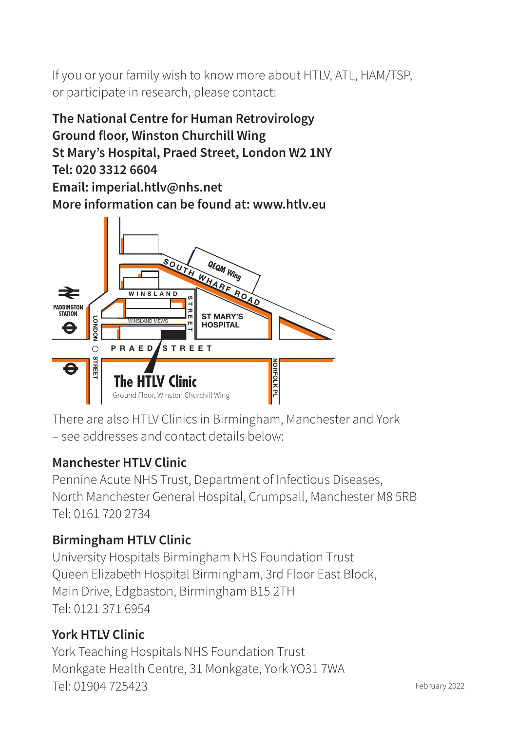If you or your family wish to know more about HTLV, ATL, HAM/TSP, or participate in research, please contact:

**The National Centre for Human Retrovirology**
**Ground floor, Winston Churchill Wing**
**St Mary's Hospital, Praed Street, London W2 1NY**
**Tel: 020 3312 6604**
**Email: imperial.htlv@nhs.net**
**More information can be found at: www.htlv.eu**

SOUTH WHARF ROAD
QEQM Wing
WINSLAND STREET
PADDINGTON STATION
LONDON STREET
WINSLAND MEWS
ST MARY'S HOSPITAL
PRAED STREET
NORFOLK PL
The HTLV Clinic
Ground Floor, Winston Churchill Wing

There are also HTLV Clinics in Birmingham, Manchester and York – see addresses and contact details below:

**Manchester HTLV Clinic**
Pennine Acute NHS Trust, Department of Infectious Diseases,
North Manchester General Hospital, Crumpsall, Manchester M8 5RB
Tel: 0161 720 2734

**Birmingham HTLV Clinic**
University Hospitals Birmingham NHS Foundation Trust
Queen Elizabeth Hospital Birmingham, 3rd Floor East Block,
Main Drive, Edgbaston, Birmingham B15 2TH
Tel: 0121 371 6954

**York HTLV Clinic**
York Teaching Hospitals NHS Foundation Trust
Monkgate Health Centre, 31 Monkgate, York YO31 7WA
Tel: 01904 725423

February 2022